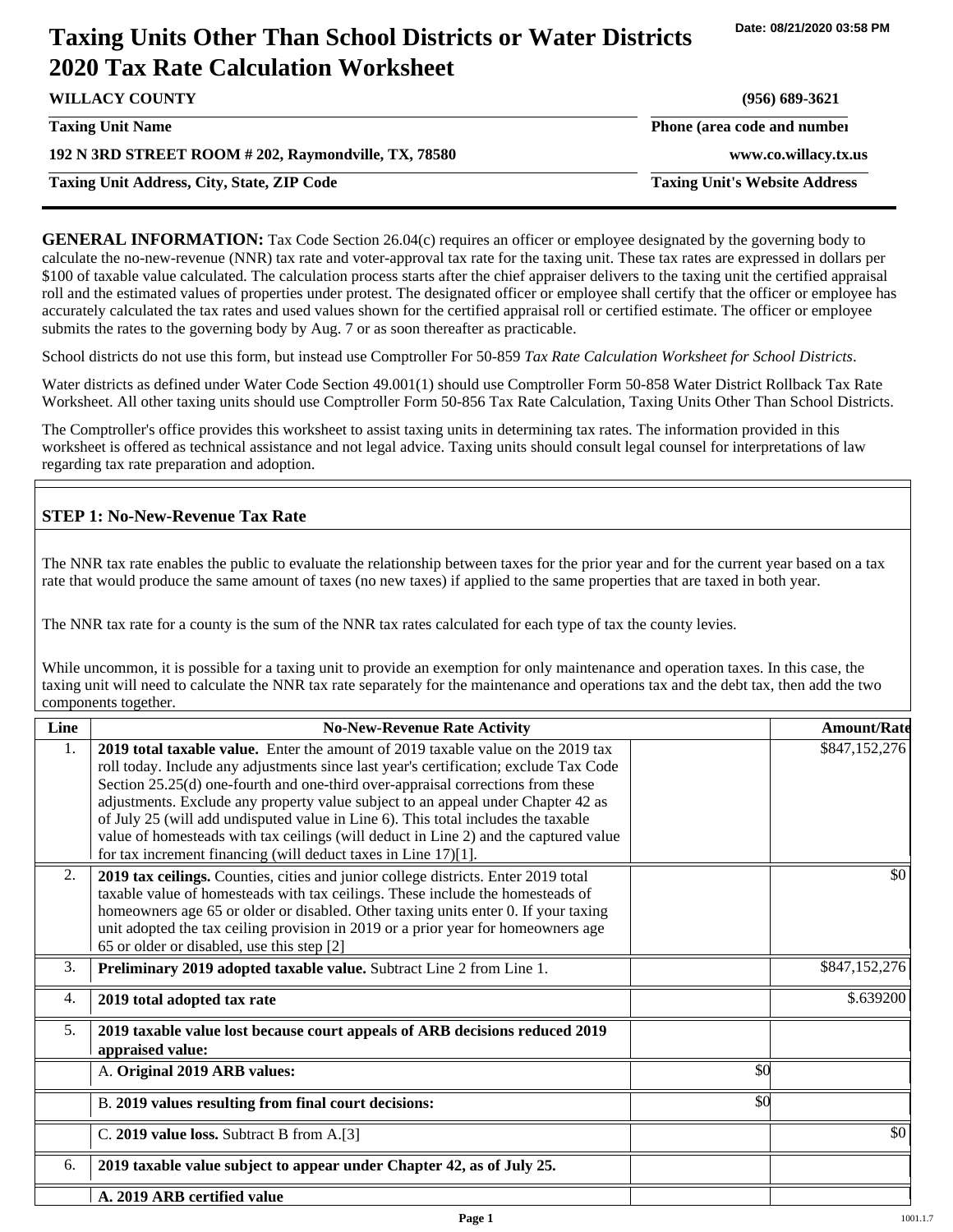Date: 08/21/2020 03:58 PM

# Taxing Units Other Than School Districts or Water Districts 2020 Tax Rate Calculation Worksheet

**WILLACY COUNTY** | **(956) 689-3621**

**Taxing Unit Name** | **Phone (area code and number)**

**192 N 3RD STREET ROOM # 202, Raymondville, TX, 78580** | **www.co.willacy.tx.us**

**Taxing Unit Address, City, State, ZIP Code** | **Taxing Unit's Website Address**

**GENERAL INFORMATION:** Tax Code Section 26.04(c) requires an officer or employee designated by the governing body to calculate the no-new-revenue (NNR) tax rate and voter-approval tax rate for the taxing unit. These tax rates are expressed in dollars per $100 of taxable value calculated. The calculation process starts after the chief appraiser delivers to the taxing unit the certified appraisal roll and the estimated values of properties under protest. The designated officer or employee shall certify that the officer or employee has accurately calculated the tax rates and used values shown for the certified appraisal roll or certified estimate. The officer or employee submits the rates to the governing body by Aug. 7 or as soon thereafter as practicable.

School districts do not use this form, but instead use Comptroller For 50-859 *Tax Rate Calculation Worksheet for School Districts*.

Water districts as defined under Water Code Section 49.001(1) should use Comptroller Form 50-858 Water District Rollback Tax Rate Worksheet. All other taxing units should use Comptroller Form 50-856 Tax Rate Calculation, Taxing Units Other Than School Districts.

The Comptroller's office provides this worksheet to assist taxing units in determining tax rates. The information provided in this worksheet is offered as technical assistance and not legal advice. Taxing units should consult legal counsel for interpretations of law regarding tax rate preparation and adoption.

### STEP 1: No-New-Revenue Tax Rate

The NNR tax rate enables the public to evaluate the relationship between taxes for the prior year and for the current year based on a tax rate that would produce the same amount of taxes (no new taxes) if applied to the same properties that are taxed in both year.

The NNR tax rate for a county is the sum of the NNR tax rates calculated for each type of tax the county levies.

While uncommon, it is possible for a taxing unit to provide an exemption for only maintenance and operation taxes. In this case, the taxing unit will need to calculate the NNR tax rate separately for the maintenance and operations tax and the debt tax, then add the two components together.

| Line | No-New-Revenue Rate Activity | | Amount/Rate |
|---|---|---|---|
| 1. | **2019 total taxable value.** Enter the amount of 2019 taxable value on the 2019 tax roll today. Include any adjustments since last year's certification; exclude Tax Code Section 25.25(d) one-fourth and one-third over-appraisal corrections from these adjustments. Exclude any property value subject to an appeal under Chapter 42 as of July 25 (will add undisputed value in Line 6). This total includes the taxable value of homesteads with tax ceilings (will deduct in Line 2) and the captured value for tax increment financing (will deduct taxes in Line 17)[1]. | | $847,152,276 |
| 2. | **2019 tax ceilings.** Counties, cities and junior college districts. Enter 2019 total taxable value of homesteads with tax ceilings. These include the homesteads of homeowners age 65 or older or disabled. Other taxing units enter 0. If your taxing unit adopted the tax ceiling provision in 2019 or a prior year for homeowners age 65 or older or disabled, use this step [2] | | $0 |
| 3. | **Preliminary 2019 adopted taxable value.** Subtract Line 2 from Line 1. | | $847,152,276 |
| 4. | **2019 total adopted tax rate** | | $.639200 |
| 5. | **2019 taxable value lost because court appeals of ARB decisions reduced 2019 appraised value:** | | |
| | A. **Original 2019 ARB values:** | $0 | |
| | B. **2019 values resulting from final court decisions:** | $0 | |
| | C. **2019 value loss.** Subtract B from A.[3] | | $0 |
| 6. | **2019 taxable value subject to appear under Chapter 42, as of July 25.** | | |
| | **A. 2019 ARB certified value** | | |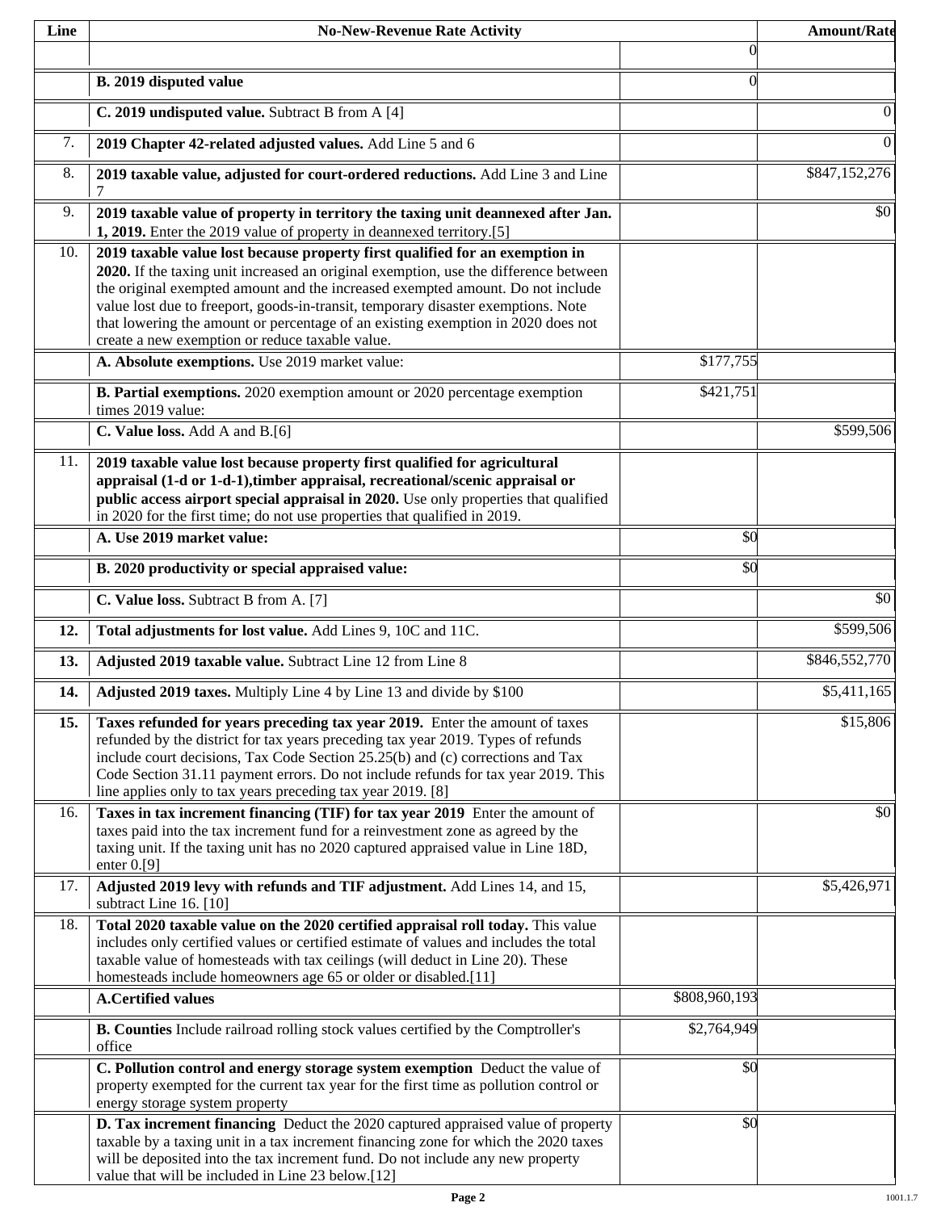| Line | No-New-Revenue Rate Activity | | Amount/Rate |
|---|---|---|---|
| | | 0 | |
| | **B. 2019 disputed value** | 0 | |
| | **C. 2019 undisputed value.** Subtract B from A [4] | | 0 |
| 7. | **2019 Chapter 42-related adjusted values.** Add Line 5 and 6 | | 0 |
| 8. | **2019 taxable value, adjusted for court-ordered reductions.** Add Line 3 and Line 7 | | $847,152,276 |
| 9. | **2019 taxable value of property in territory the taxing unit deannexed after Jan. 1, 2019.** Enter the 2019 value of property in deannexed territory.[5] | | $0 |
| 10. | **2019 taxable value lost because property first qualified for an exemption in 2020.** If the taxing unit increased an original exemption, use the difference between the original exempted amount and the increased exempted amount. Do not include value lost due to freeport, goods-in-transit, temporary disaster exemptions. Note that lowering the amount or percentage of an existing exemption in 2020 does not create a new exemption or reduce taxable value. | | |
| | **A. Absolute exemptions.** Use 2019 market value: | $177,755 | |
| | **B. Partial exemptions.** 2020 exemption amount or 2020 percentage exemption times 2019 value: | $421,751 | |
| | **C. Value loss.** Add A and B.[6] | | $599,506 |
| 11. | **2019 taxable value lost because property first qualified for agricultural appraisal (1-d or 1-d-1),timber appraisal, recreational/scenic appraisal or public access airport special appraisal in 2020.** Use only properties that qualified in 2020 for the first time; do not use properties that qualified in 2019. | | |
| | **A. Use 2019 market value:** | $0 | |
| | **B. 2020 productivity or special appraised value:** | $0 | |
| | **C. Value loss.** Subtract B from A. [7] | | $0 |
| **12.** | **Total adjustments for lost value.** Add Lines 9, 10C and 11C. | | $599,506 |
| **13.** | **Adjusted 2019 taxable value.** Subtract Line 12 from Line 8 | | $846,552,770 |
| **14.** | **Adjusted 2019 taxes.** Multiply Line 4 by Line 13 and divide by $100 | | $5,411,165 |
| **15.** | **Taxes refunded for years preceding tax year 2019.** Enter the amount of taxes refunded by the district for tax years preceding tax year 2019. Types of refunds include court decisions, Tax Code Section 25.25(b) and (c) corrections and Tax Code Section 31.11 payment errors. Do not include refunds for tax year 2019. This line applies only to tax years preceding tax year 2019. [8] | | $15,806 |
| 16. | **Taxes in tax increment financing (TIF) for tax year 2019** Enter the amount of taxes paid into the tax increment fund for a reinvestment zone as agreed by the taxing unit. If the taxing unit has no 2020 captured appraised value in Line 18D, enter 0.[9] | | $0 |
| 17. | **Adjusted 2019 levy with refunds and TIF adjustment.** Add Lines 14, and 15, subtract Line 16. [10] | | $5,426,971 |
| 18. | **Total 2020 taxable value on the 2020 certified appraisal roll today.** This value includes only certified values or certified estimate of values and includes the total taxable value of homesteads with tax ceilings (will deduct in Line 20). These homesteads include homeowners age 65 or older or disabled.[11] | | |
| | **A.Certified values** | $808,960,193 | |
| | **B. Counties** Include railroad rolling stock values certified by the Comptroller's office | $2,764,949 | |
| | **C. Pollution control and energy storage system exemption** Deduct the value of property exempted for the current tax year for the first time as pollution control or energy storage system property | $0 | |
| | **D. Tax increment financing** Deduct the 2020 captured appraised value of property taxable by a taxing unit in a tax increment financing zone for which the 2020 taxes will be deposited into the tax increment fund. Do not include any new property value that will be included in Line 23 below.[12] | $0 | |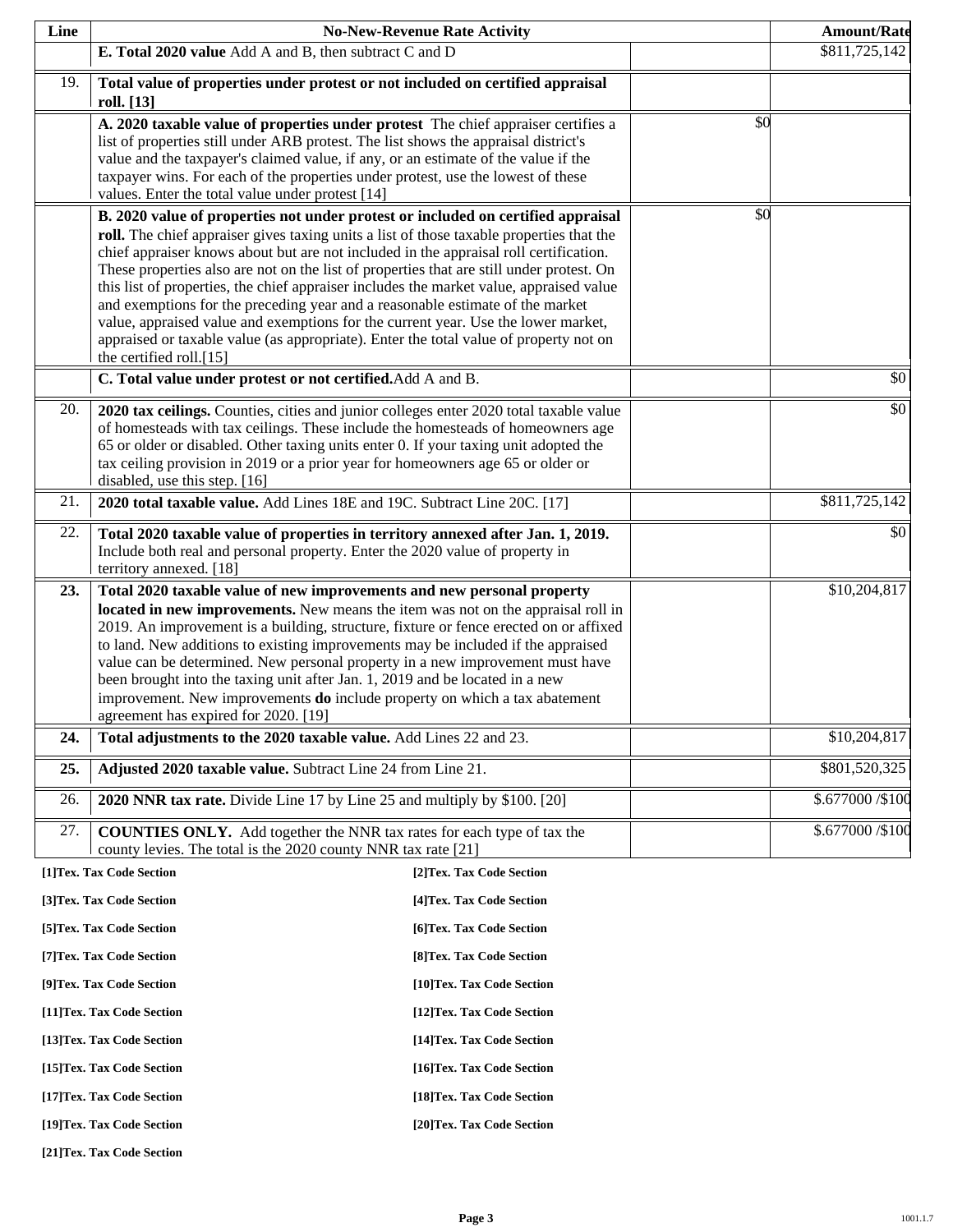| Line | No-New-Revenue Rate Activity | | Amount/Rate |
|---|---|---|---|
| | **E. Total 2020 value** Add A and B, then subtract C and D | | $811,725,142 |
| 19. | **Total value of properties under protest or not included on certified appraisal roll. [13]** | | |
| | **A. 2020 taxable value of properties under protest** The chief appraiser certifies a list of properties still under ARB protest. The list shows the appraisal district's value and the taxpayer's claimed value, if any, or an estimate of the value if the taxpayer wins. For each of the properties under protest, use the lowest of these values. Enter the total value under protest [14] | $0 | |
| | **B. 2020 value of properties not under protest or included on certified appraisal roll.** The chief appraiser gives taxing units a list of those taxable properties that the chief appraiser knows about but are not included in the appraisal roll certification. These properties also are not on the list of properties that are still under protest. On this list of properties, the chief appraiser includes the market value, appraised value and exemptions for the preceding year and a reasonable estimate of the market value, appraised value and exemptions for the current year. Use the lower market, appraised or taxable value (as appropriate). Enter the total value of property not on the certified roll.[15] | $0 | |
| | **C. Total value under protest or not certified.**Add A and B. | | $0 |
| 20. | **2020 tax ceilings.** Counties, cities and junior colleges enter 2020 total taxable value of homesteads with tax ceilings. These include the homesteads of homeowners age 65 or older or disabled. Other taxing units enter 0. If your taxing unit adopted the tax ceiling provision in 2019 or a prior year for homeowners age 65 or older or disabled, use this step. [16] | | $0 |
| 21. | **2020 total taxable value.** Add Lines 18E and 19C. Subtract Line 20C. [17] | | $811,725,142 |
| 22. | **Total 2020 taxable value of properties in territory annexed after Jan. 1, 2019.** Include both real and personal property. Enter the 2020 value of property in territory annexed. [18] | | $0 |
| **23.** | **Total 2020 taxable value of new improvements and new personal property located in new improvements.** New means the item was not on the appraisal roll in 2019. An improvement is a building, structure, fixture or fence erected on or affixed to land. New additions to existing improvements may be included if the appraised value can be determined. New personal property in a new improvement must have been brought into the taxing unit after Jan. 1, 2019 and be located in a new improvement. New improvements **do** include property on which a tax abatement agreement has expired for 2020. [19] | | $10,204,817 |
| **24.** | **Total adjustments to the 2020 taxable value.** Add Lines 22 and 23. | | $10,204,817 |
| **25.** | **Adjusted 2020 taxable value.** Subtract Line 24 from Line 21. | | $801,520,325 |
| 26. | **2020 NNR tax rate.** Divide Line 17 by Line 25 and multiply by $100. [20] | | $.677000 /$100 |
| 27. | **COUNTIES ONLY.** Add together the NNR tax rates for each type of tax the county levies. The total is the 2020 county NNR tax rate [21] | | $.677000 /$100 |

**[1]Tex. Tax Code Section**
**[2]Tex. Tax Code Section**
**[3]Tex. Tax Code Section**
**[4]Tex. Tax Code Section**
**[5]Tex. Tax Code Section**
**[6]Tex. Tax Code Section**
**[7]Tex. Tax Code Section**
**[8]Tex. Tax Code Section**
**[9]Tex. Tax Code Section**
**[10]Tex. Tax Code Section**
**[11]Tex. Tax Code Section**
**[12]Tex. Tax Code Section**
**[13]Tex. Tax Code Section**
**[14]Tex. Tax Code Section**
**[15]Tex. Tax Code Section**
**[16]Tex. Tax Code Section**
**[17]Tex. Tax Code Section**
**[18]Tex. Tax Code Section**
**[19]Tex. Tax Code Section**
**[20]Tex. Tax Code Section**
**[21]Tex. Tax Code Section**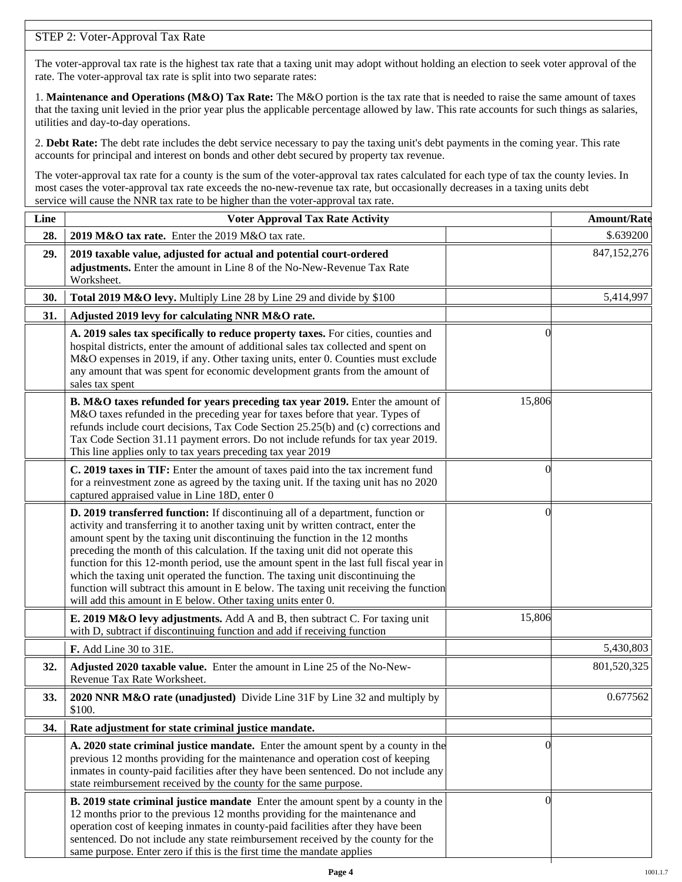## STEP 2: Voter-Approval Tax Rate

The voter-approval tax rate is the highest tax rate that a taxing unit may adopt without holding an election to seek voter approval of the rate. The voter-approval tax rate is split into two separate rates:

1. **Maintenance and Operations (M&O) Tax Rate:** The M&O portion is the tax rate that is needed to raise the same amount of taxes that the taxing unit levied in the prior year plus the applicable percentage allowed by law. This rate accounts for such things as salaries, utilities and day-to-day operations.

2. **Debt Rate:** The debt rate includes the debt service necessary to pay the taxing unit's debt payments in the coming year. This rate accounts for principal and interest on bonds and other debt secured by property tax revenue.

The voter-approval tax rate for a county is the sum of the voter-approval tax rates calculated for each type of tax the county levies. In most cases the voter-approval tax rate exceeds the no-new-revenue tax rate, but occasionally decreases in a taxing units debt service will cause the NNR tax rate to be higher than the voter-approval tax rate.

| Line | Voter Approval Tax Rate Activity | | Amount/Rate |
|---|---|---|---|
| **28.** | **2019 M&O tax rate.** Enter the 2019 M&O tax rate. | | $.639200 |
| **29.** | **2019 taxable value, adjusted for actual and potential court-ordered adjustments.** Enter the amount in Line 8 of the No-New-Revenue Tax Rate Worksheet. | | 847,152,276 |
| **30.** | **Total 2019 M&O levy.** Multiply Line 28 by Line 29 and divide by $100 | | 5,414,997 |
| **31.** | **Adjusted 2019 levy for calculating NNR M&O rate.** | | |
| | **A. 2019 sales tax specifically to reduce property taxes.** For cities, counties and hospital districts, enter the amount of additional sales tax collected and spent on M&O expenses in 2019, if any. Other taxing units, enter 0. Counties must exclude any amount that was spent for economic development grants from the amount of sales tax spent | 0 | |
| | **B. M&O taxes refunded for years preceding tax year 2019.** Enter the amount of M&O taxes refunded in the preceding year for taxes before that year. Types of refunds include court decisions, Tax Code Section 25.25(b) and (c) corrections and Tax Code Section 31.11 payment errors. Do not include refunds for tax year 2019. This line applies only to tax years preceding tax year 2019 | 15,806 | |
| | **C. 2019 taxes in TIF:** Enter the amount of taxes paid into the tax increment fund for a reinvestment zone as agreed by the taxing unit. If the taxing unit has no 2020 captured appraised value in Line 18D, enter 0 | 0 | |
| | **D. 2019 transferred function:** If discontinuing all of a department, function or activity and transferring it to another taxing unit by written contract, enter the amount spent by the taxing unit discontinuing the function in the 12 months preceding the month of this calculation. If the taxing unit did not operate this function for this 12-month period, use the amount spent in the last full fiscal year in which the taxing unit operated the function. The taxing unit discontinuing the function will subtract this amount in E below. The taxing unit receiving the function will add this amount in E below. Other taxing units enter 0. | 0 | |
| | **E. 2019 M&O levy adjustments.** Add A and B, then subtract C. For taxing unit with D, subtract if discontinuing function and add if receiving function | 15,806 | |
| | **F.** Add Line 30 to 31E. | | 5,430,803 |
| **32.** | **Adjusted 2020 taxable value.** Enter the amount in Line 25 of the No-New-Revenue Tax Rate Worksheet. | | 801,520,325 |
| **33.** | **2020 NNR M&O rate (unadjusted)** Divide Line 31F by Line 32 and multiply by $100. | | 0.677562 |
| **34.** | **Rate adjustment for state criminal justice mandate.** | | |
| | **A. 2020 state criminal justice mandate.** Enter the amount spent by a county in the previous 12 months providing for the maintenance and operation cost of keeping inmates in county-paid facilities after they have been sentenced. Do not include any state reimbursement received by the county for the same purpose. | 0 | |
| | **B. 2019 state criminal justice mandate** Enter the amount spent by a county in the 12 months prior to the previous 12 months providing for the maintenance and operation cost of keeping inmates in county-paid facilities after they have been sentenced. Do not include any state reimbursement received by the county for the same purpose. Enter zero if this is the first time the mandate applies | 0 | |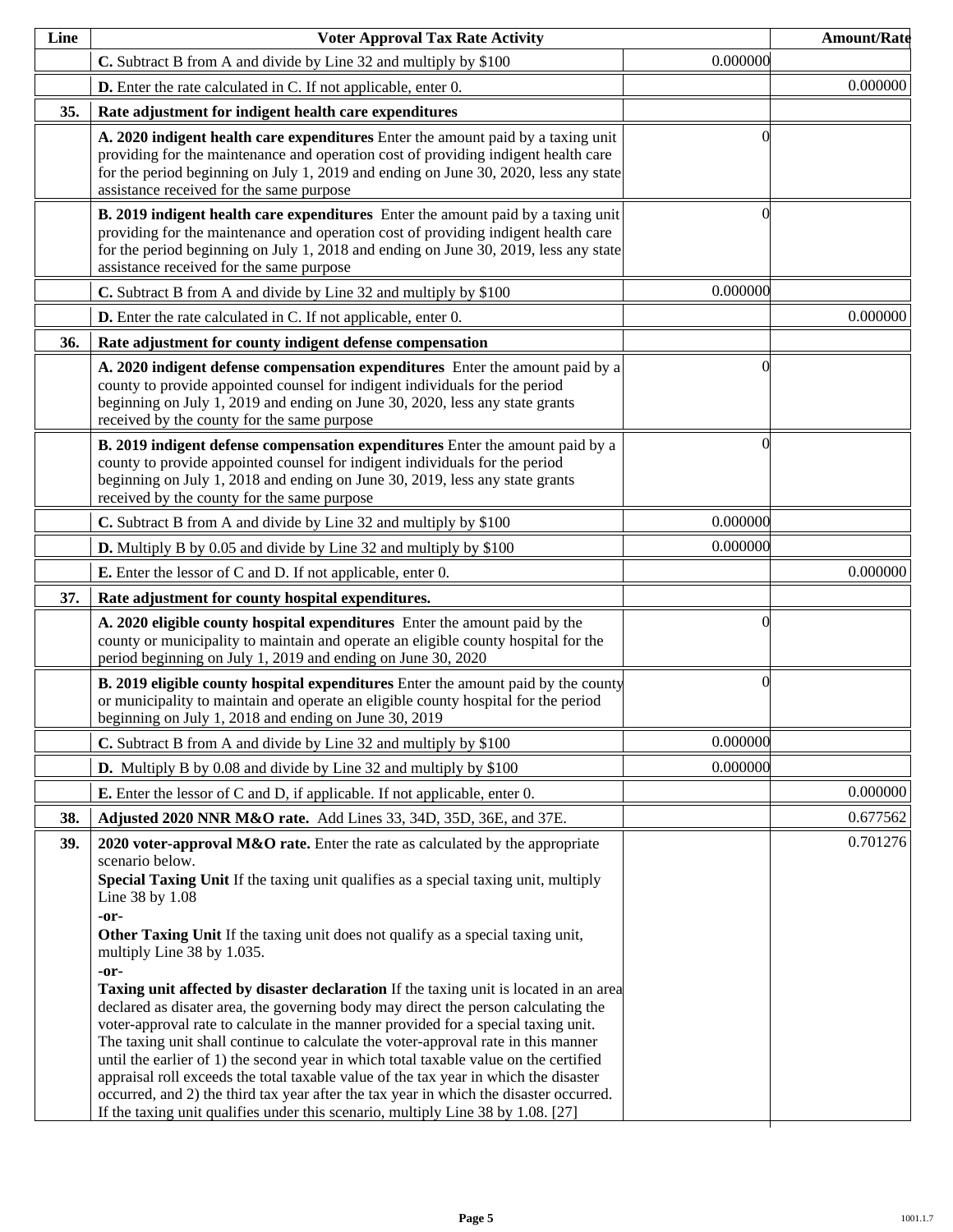| Line | Voter Approval Tax Rate Activity | | Amount/Rate |
|---|---|---|---|
| | **C.** Subtract B from A and divide by Line 32 and multiply by $100 | 0.000000 | |
| | **D.** Enter the rate calculated in C. If not applicable, enter 0. | | 0.000000 |
| **35.** | **Rate adjustment for indigent health care expenditures** | | |
| | **A. 2020 indigent health care expenditures** Enter the amount paid by a taxing unit providing for the maintenance and operation cost of providing indigent health care for the period beginning on July 1, 2019 and ending on June 30, 2020, less any state assistance received for the same purpose | 0 | |
| | **B. 2019 indigent health care expenditures** Enter the amount paid by a taxing unit providing for the maintenance and operation cost of providing indigent health care for the period beginning on July 1, 2018 and ending on June 30, 2019, less any state assistance received for the same purpose | 0 | |
| | **C.** Subtract B from A and divide by Line 32 and multiply by $100 | 0.000000 | |
| | **D.** Enter the rate calculated in C. If not applicable, enter 0. | | 0.000000 |
| **36.** | **Rate adjustment for county indigent defense compensation** | | |
| | **A. 2020 indigent defense compensation expenditures** Enter the amount paid by a county to provide appointed counsel for indigent individuals for the period beginning on July 1, 2019 and ending on June 30, 2020, less any state grants received by the county for the same purpose | 0 | |
| | **B. 2019 indigent defense compensation expenditures** Enter the amount paid by a county to provide appointed counsel for indigent individuals for the period beginning on July 1, 2018 and ending on June 30, 2019, less any state grants received by the county for the same purpose | 0 | |
| | **C.** Subtract B from A and divide by Line 32 and multiply by $100 | 0.000000 | |
| | **D.** Multiply B by 0.05 and divide by Line 32 and multiply by $100 | 0.000000 | |
| | **E.** Enter the lessor of C and D. If not applicable, enter 0. | | 0.000000 |
| **37.** | **Rate adjustment for county hospital expenditures.** | | |
| | **A. 2020 eligible county hospital expenditures** Enter the amount paid by the county or municipality to maintain and operate an eligible county hospital for the period beginning on July 1, 2019 and ending on June 30, 2020 | 0 | |
| | **B. 2019 eligible county hospital expenditures** Enter the amount paid by the county or municipality to maintain and operate an eligible county hospital for the period beginning on July 1, 2018 and ending on June 30, 2019 | 0 | |
| | **C.** Subtract B from A and divide by Line 32 and multiply by $100 | 0.000000 | |
| | **D.** Multiply B by 0.08 and divide by Line 32 and multiply by $100 | 0.000000 | |
| | **E.** Enter the lessor of C and D, if applicable. If not applicable, enter 0. | | 0.000000 |
| **38.** | **Adjusted 2020 NNR M&O rate.** Add Lines 33, 34D, 35D, 36E, and 37E. | | 0.677562 |
| **39.** | **2020 voter-approval M&O rate.** Enter the rate as calculated by the appropriate scenario below.<br>**Special Taxing Unit** If the taxing unit qualifies as a special taxing unit, multiply Line 38 by 1.08<br>**-or-**<br>**Other Taxing Unit** If the taxing unit does not qualify as a special taxing unit, multiply Line 38 by 1.035.<br>**-or-**<br>**Taxing unit affected by disaster declaration** If the taxing unit is located in an area declared as disater area, the governing body may direct the person calculating the voter-approval rate to calculate in the manner provided for a special taxing unit. The taxing unit shall continue to calculate the voter-approval rate in this manner until the earlier of 1) the second year in which total taxable value on the certified appraisal roll exceeds the total taxable value of the tax year in which the disaster occurred, and 2) the third tax year after the tax year in which the disaster occurred. If the taxing unit qualifies under this scenario, multiply Line 38 by 1.08. [27] | | 0.701276 |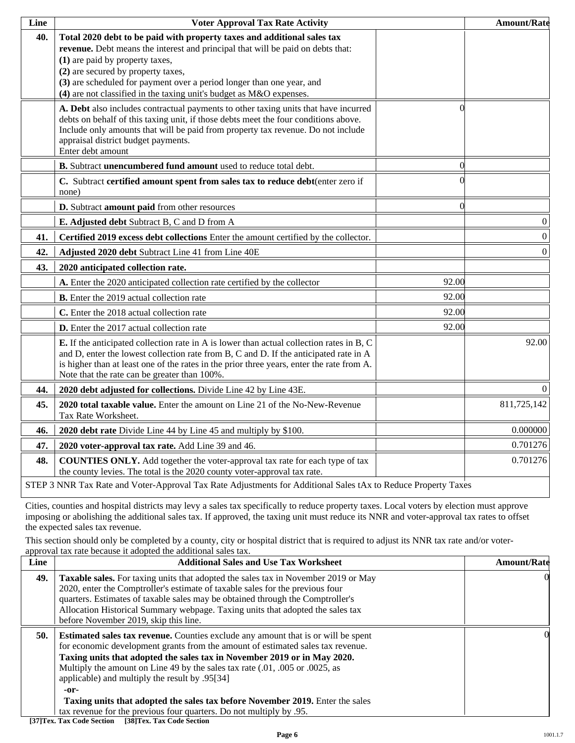| Line | Voter Approval Tax Rate Activity | | Amount/Rate |
|---|---|---|---|
| 40. | **Total 2020 debt to be paid with property taxes and additional sales tax revenue.** Debt means the interest and principal that will be paid on debts that: **(1)** are paid by property taxes, **(2)** are secured by property taxes, **(3)** are scheduled for payment over a period longer than one year, and **(4)** are not classified in the taxing unit's budget as M&O expenses. | | |
| | **A. Debt** also includes contractual payments to other taxing units that have incurred debts on behalf of this taxing unit, if those debts meet the four conditions above. Include only amounts that will be paid from property tax revenue. Do not include appraisal district budget payments. Enter debt amount | 0 | |
| | **B.** Subtract **unencumbered fund amount** used to reduce total debt. | 0 | |
| | **C.** Subtract **certified amount spent from sales tax to reduce debt**(enter zero if none) | 0 | |
| | **D.** Subtract **amount paid** from other resources | 0 | |
| | **E. Adjusted debt** Subtract B, C and D from A | | 0 |
| 41. | **Certified 2019 excess debt collections** Enter the amount certified by the collector. | | 0 |
| 42. | **Adjusted 2020 debt** Subtract Line 41 from Line 40E | | 0 |
| 43. | **2020 anticipated collection rate.** | | |
| | **A.** Enter the 2020 anticipated collection rate certified by the collector | 92.00 | |
| | **B.** Enter the 2019 actual collection rate | 92.00 | |
| | **C.** Enter the 2018 actual collection rate | 92.00 | |
| | **D.** Enter the 2017 actual collection rate | 92.00 | |
| | **E.** If the anticipated collection rate in A is lower than actual collection rates in B, C and D, enter the lowest collection rate from B, C and D. If the anticipated rate in A is higher than at least one of the rates in the prior three years, enter the rate from A. Note that the rate can be greater than 100%. | | 92.00 |
| 44. | **2020 debt adjusted for collections.** Divide Line 42 by Line 43E. | | 0 |
| 45. | **2020 total taxable value.** Enter the amount on Line 21 of the No-New-Revenue Tax Rate Worksheet. | | 811,725,142 |
| 46. | **2020 debt rate** Divide Line 44 by Line 45 and multiply by $100. | | 0.000000 |
| 47. | **2020 voter-approval tax rate.** Add Line 39 and 46. | | 0.701276 |
| 48. | **COUNTIES ONLY.** Add together the voter-approval tax rate for each type of tax the county levies. The total is the 2020 county voter-approval tax rate. | | 0.701276 |

STEP 3 NNR Tax Rate and Voter-Approval Tax Rate Adjustments for Additional Sales tAx to Reduce Property Taxes

Cities, counties and hospital districts may levy a sales tax specifically to reduce property taxes. Local voters by election must approve imposing or abolishing the additional sales tax. If approved, the taxing unit must reduce its NNR and voter-approval tax rates to offset the expected sales tax revenue.

This section should only be completed by a county, city or hospital district that is required to adjust its NNR tax rate and/or voter-approval tax rate because it adopted the additional sales tax.

| Line | Additional Sales and Use Tax Worksheet | Amount/Rate |
|---|---|---|
| 49. | **Taxable sales.** For taxing units that adopted the sales tax in November 2019 or May 2020, enter the Comptroller's estimate of taxable sales for the previous four quarters. Estimates of taxable sales may be obtained through the Comptroller's Allocation Historical Summary webpage. Taxing units that adopted the sales tax before November 2019, skip this line. | 0 |
| 50. | **Estimated sales tax revenue.** Counties exclude any amount that is or will be spent for economic development grants from the amount of estimated sales tax revenue. **Taxing units that adopted the sales tax in November 2019 or in May 2020.** Multiply the amount on Line 49 by the sales tax rate (.01, .005 or .0025, as applicable) and multiply the result by .95[34] **-or-** **Taxing units that adopted the sales tax before November 2019.** Enter the sales tax revenue for the previous four quarters. Do not multiply by .95. | 0 |

**[37]Tex. Tax Code Section [38]Tex. Tax Code Section**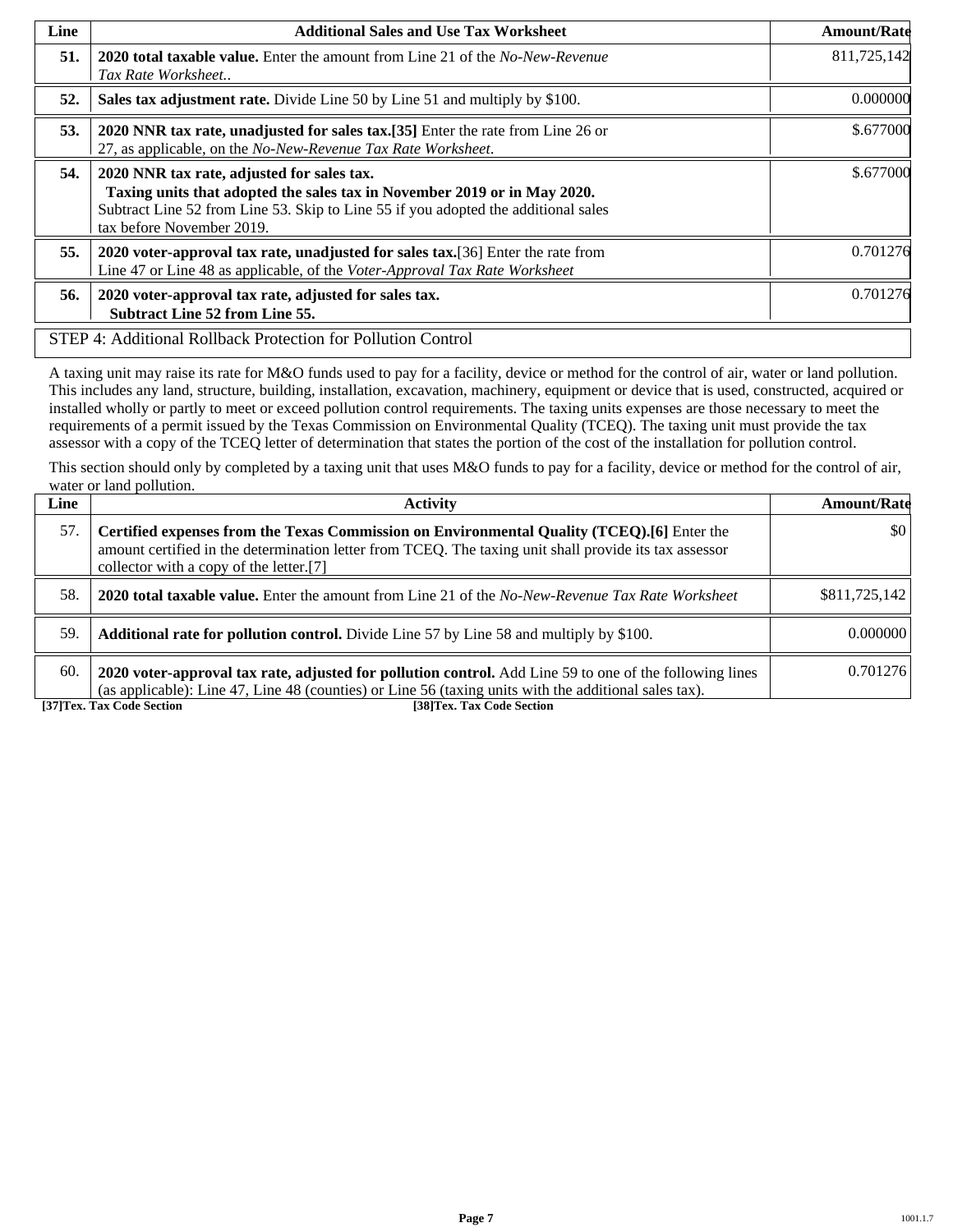| Line | Additional Sales and Use Tax Worksheet | Amount/Rate |
|---|---|---|
| **51.** | **2020 total taxable value.** Enter the amount from Line 21 of the *No-New-Revenue Tax Rate Worksheet..* | 811,725,142 |
| **52.** | **Sales tax adjustment rate.** Divide Line 50 by Line 51 and multiply by $100. | 0.000000 |
| **53.** | **2020 NNR tax rate, unadjusted for sales tax.[35]** Enter the rate from Line 26 or 27, as applicable, on the *No-New-Revenue Tax Rate Worksheet*. | $.677000 |
| **54.** | **2020 NNR tax rate, adjusted for sales tax.** **Taxing units that adopted the sales tax in November 2019 or in May 2020.** Subtract Line 52 from Line 53. Skip to Line 55 if you adopted the additional sales tax before November 2019. | $.677000 |
| **55.** | **2020 voter-approval tax rate, unadjusted for sales tax.**[36] Enter the rate from Line 47 or Line 48 as applicable, of the *Voter-Approval Tax Rate Worksheet* | 0.701276 |
| **56.** | **2020 voter-approval tax rate, adjusted for sales tax.** **Subtract Line 52 from Line 55.** | 0.701276 |

STEP 4: Additional Rollback Protection for Pollution Control

A taxing unit may raise its rate for M&O funds used to pay for a facility, device or method for the control of air, water or land pollution. This includes any land, structure, building, installation, excavation, machinery, equipment or device that is used, constructed, acquired or installed wholly or partly to meet or exceed pollution control requirements. The taxing units expenses are those necessary to meet the requirements of a permit issued by the Texas Commission on Environmental Quality (TCEQ). The taxing unit must provide the tax assessor with a copy of the TCEQ letter of determination that states the portion of the cost of the installation for pollution control.

This section should only by completed by a taxing unit that uses M&O funds to pay for a facility, device or method for the control of air, water or land pollution.

| Line | Activity | Amount/Rate |
|---|---|---|
| 57. | **Certified expenses from the Texas Commission on Environmental Quality (TCEQ).[6]** Enter the amount certified in the determination letter from TCEQ. The taxing unit shall provide its tax assessor collector with a copy of the letter.[7] | $0 |
| 58. | **2020 total taxable value.** Enter the amount from Line 21 of the *No-New-Revenue Tax Rate Worksheet* | $811,725,142 |
| 59. | **Additional rate for pollution control.** Divide Line 57 by Line 58 and multiply by $100. | 0.000000 |
| 60. | **2020 voter-approval tax rate, adjusted for pollution control.** Add Line 59 to one of the following lines (as applicable): Line 47, Line 48 (counties) or Line 56 (taxing units with the additional sales tax). | 0.701276 |

**[37]Tex. Tax Code Section** **[38]Tex. Tax Code Section**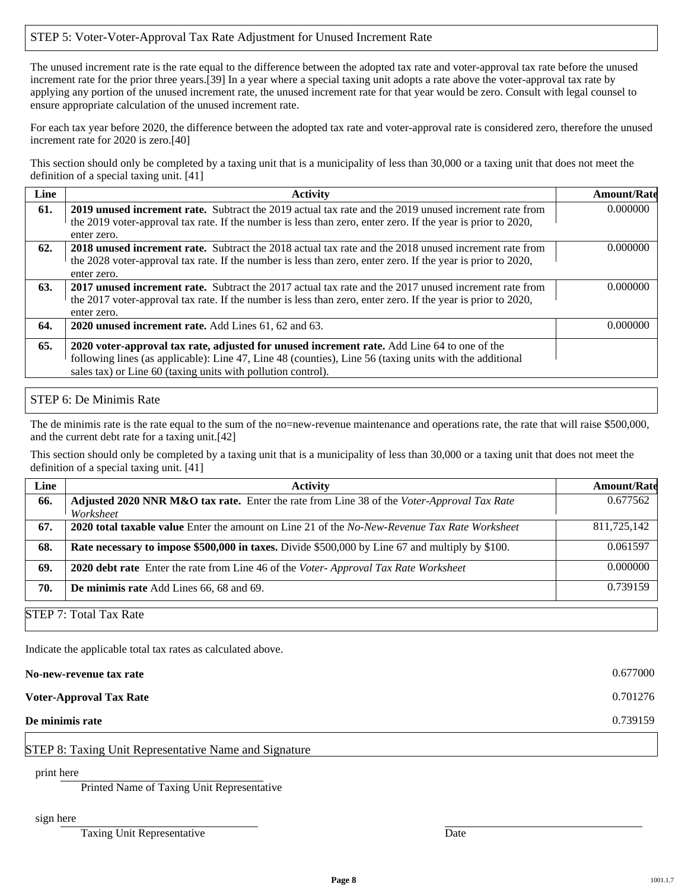## STEP 5: Voter-Voter-Approval Tax Rate Adjustment for Unused Increment Rate

The unused increment rate is the rate equal to the difference between the adopted tax rate and voter-approval tax rate before the unused increment rate for the prior three years.[39] In a year where a special taxing unit adopts a rate above the voter-approval tax rate by applying any portion of the unused increment rate, the unused increment rate for that year would be zero. Consult with legal counsel to ensure appropriate calculation of the unused increment rate.

For each tax year before 2020, the difference between the adopted tax rate and voter-approval rate is considered zero, therefore the unused increment rate for 2020 is zero.[40]

This section should only be completed by a taxing unit that is a municipality of less than 30,000 or a taxing unit that does not meet the definition of a special taxing unit. [41]

| Line | Activity | Amount/Rate |
|---|---|---|
| **61.** | **2019 unused increment rate.** Subtract the 2019 actual tax rate and the 2019 unused increment rate from the 2019 voter-approval tax rate. If the number is less than zero, enter zero. If the year is prior to 2020, enter zero. | 0.000000 |
| **62.** | **2018 unused increment rate.** Subtract the 2018 actual tax rate and the 2018 unused increment rate from the 2028 voter-approval tax rate. If the number is less than zero, enter zero. If the year is prior to 2020, enter zero. | 0.000000 |
| **63.** | **2017 unused increment rate.** Subtract the 2017 actual tax rate and the 2017 unused increment rate from the 2017 voter-approval tax rate. If the number is less than zero, enter zero. If the year is prior to 2020, enter zero. | 0.000000 |
| **64.** | **2020 unused increment rate.** Add Lines 61, 62 and 63. | 0.000000 |
| **65.** | **2020 voter-approval tax rate, adjusted for unused increment rate.** Add Line 64 to one of the following lines (as applicable): Line 47, Line 48 (counties), Line 56 (taxing units with the additional sales tax) or Line 60 (taxing units with pollution control). | |

## STEP 6: De Minimis Rate

The de minimis rate is the rate equal to the sum of the no=new-revenue maintenance and operations rate, the rate that will raise $500,000, and the current debt rate for a taxing unit.[42]

This section should only be completed by a taxing unit that is a municipality of less than 30,000 or a taxing unit that does not meet the definition of a special taxing unit. [41]

| Line | Activity | Amount/Rate |
|---|---|---|
| **66.** | **Adjusted 2020 NNR M&O tax rate.** Enter the rate from Line 38 of the *Voter-Approval Tax Rate Worksheet* | 0.677562 |
| **67.** | **2020 total taxable value** Enter the amount on Line 21 of the *No-New-Revenue Tax Rate Worksheet* | 811,725,142 |
| **68.** | **Rate necessary to impose $500,000 in taxes.** Divide $500,000 by Line 67 and multiply by $100. | 0.061597 |
| **69.** | **2020 debt rate** Enter the rate from Line 46 of the *Voter- Approval Tax Rate Worksheet* | 0.000000 |
| **70.** | **De minimis rate** Add Lines 66, 68 and 69. | 0.739159 |

## STEP 7: Total Tax Rate

Indicate the applicable total tax rates as calculated above.

| | |
|---|---|
| **No-new-revenue tax rate** | 0.677000 |
| **Voter-Approval Tax Rate** | 0.701276 |
| **De minimis rate** | 0.739159 |

## STEP 8: Taxing Unit Representative Name and Signature

print here ______________________________

Printed Name of Taxing Unit Representative

sign here ______________________________ ______________________________

Taxing Unit Representative Date

1001.1.7